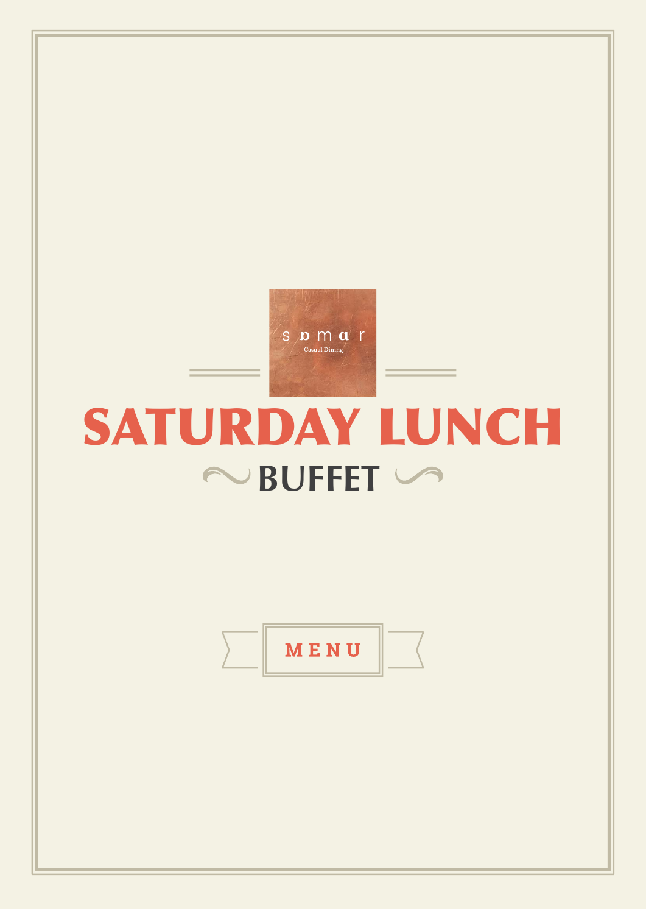somar

Casual Dining

# SATURDAY LUNCH

## BUFFET

MENU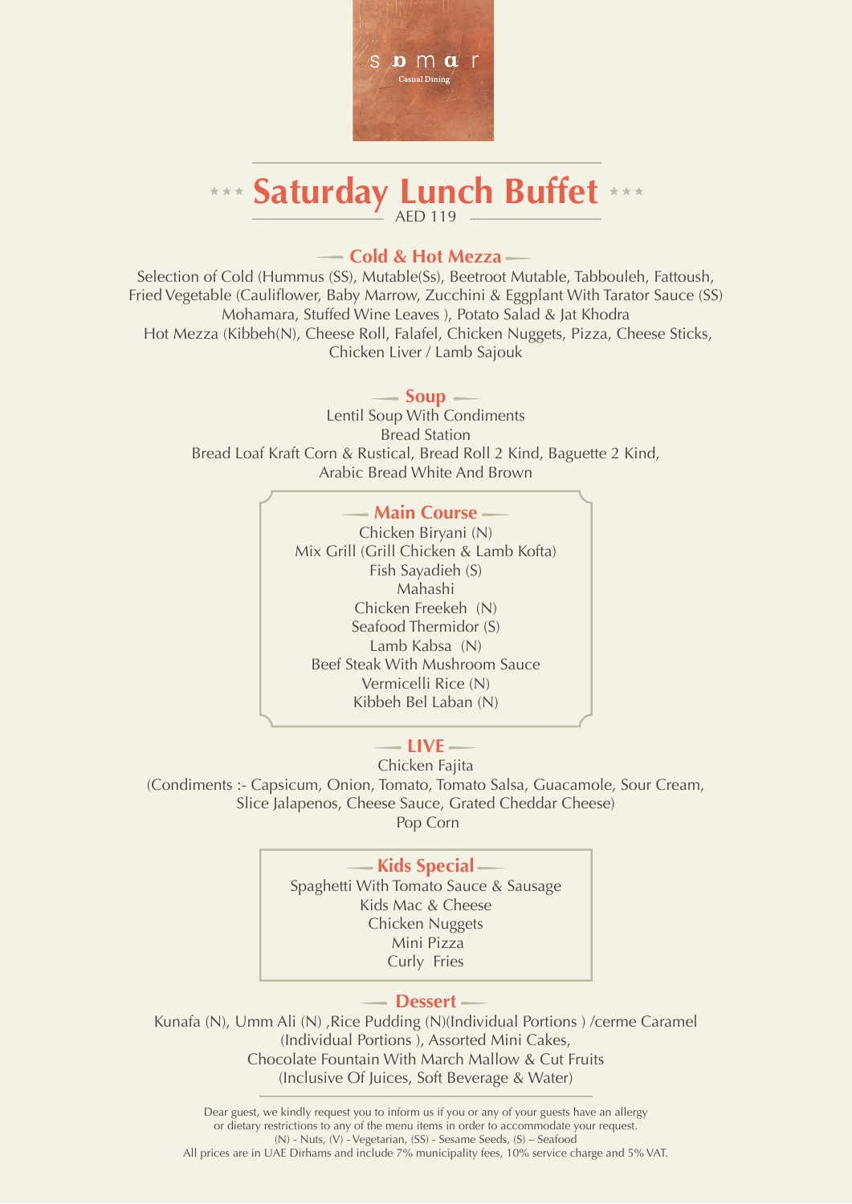somar
Casual Dining

# Saturday Lunch Buffet

AED 119

## Cold & Hot Mezza

Selection of Cold (Hummus (SS), Mutable(Ss), Beetroot Mutable, Tabbouleh, Fattoush,
Fried Vegetable (Cauliflower, Baby Marrow, Zucchini & Eggplant With Tarator Sauce (SS)
Mohamara, Stuffed Wine Leaves ), Potato Salad & Jat Khodra
Hot Mezza (Kibbeh(N), Cheese Roll, Falafel, Chicken Nuggets, Pizza, Cheese Sticks,
Chicken Liver / Lamb Sajouk

## Soup

Lentil Soup With Condiments
Bread Station
Bread Loaf Kraft Corn & Rustical, Bread Roll 2 Kind, Baguette 2 Kind,
Arabic Bread White And Brown

## Main Course

Chicken Biryani (N)
Mix Grill (Grill Chicken & Lamb Kofta)
Fish Sayadieh (S)
Mahashi
Chicken Freekeh (N)
Seafood Thermidor (S)
Lamb Kabsa (N)
Beef Steak With Mushroom Sauce
Vermicelli Rice (N)
Kibbeh Bel Laban (N)

## LIVE

Chicken Fajita
(Condiments :- Capsicum, Onion, Tomato, Tomato Salsa, Guacamole, Sour Cream,
Slice Jalapenos, Cheese Sauce, Grated Cheddar Cheese)
Pop Corn

## Kids Special

Spaghetti With Tomato Sauce & Sausage
Kids Mac & Cheese
Chicken Nuggets
Mini Pizza
Curly Fries

## Dessert

Kunafa (N), Umm Ali (N) ,Rice Pudding (N)(Individual Portions ) /cerme Caramel
(Individual Portions ), Assorted Mini Cakes,
Chocolate Fountain With March Mallow & Cut Fruits
(Inclusive Of Juices, Soft Beverage & Water)

Dear guest, we kindly request you to inform us if you or any of your guests have an allergy
or dietary restrictions to any of the menu items in order to accommodate your request.
(N) - Nuts, (V) - Vegetarian, (SS) - Sesame Seeds, (S) – Seafood
All prices are in UAE Dirhams and include 7% municipality fees, 10% service charge and 5% VAT.